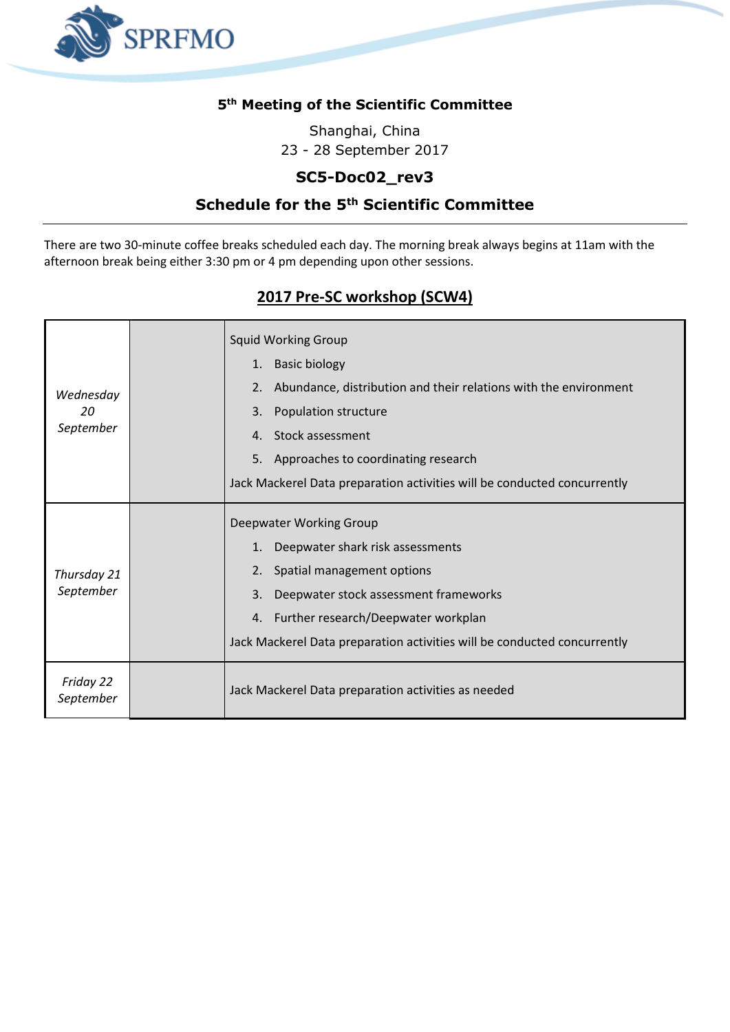SPRFMO

**5th Meeting of the Scientific Committee**

Shanghai, China
23 - 28 September 2017

**SC5-Doc02_rev3**

## Schedule for the 5th Scientific Committee

There are two 30-minute coffee breaks scheduled each day. The morning break always begins at 11am with the afternoon break being either 3:30 pm or 4 pm depending upon other sessions.

## 2017 Pre-SC workshop (SCW4)

| | | |
|---|---|---|
| *Wednesday 20 September* | | Squid Working Group<br>1. Basic biology<br>2. Abundance, distribution and their relations with the environment<br>3. Population structure<br>4. Stock assessment<br>5. Approaches to coordinating research<br>Jack Mackerel Data preparation activities will be conducted concurrently |
| *Thursday 21 September* | | Deepwater Working Group<br>1. Deepwater shark risk assessments<br>2. Spatial management options<br>3. Deepwater stock assessment frameworks<br>4. Further research/Deepwater workplan<br>Jack Mackerel Data preparation activities will be conducted concurrently |
| *Friday 22 September* | | Jack Mackerel Data preparation activities as needed |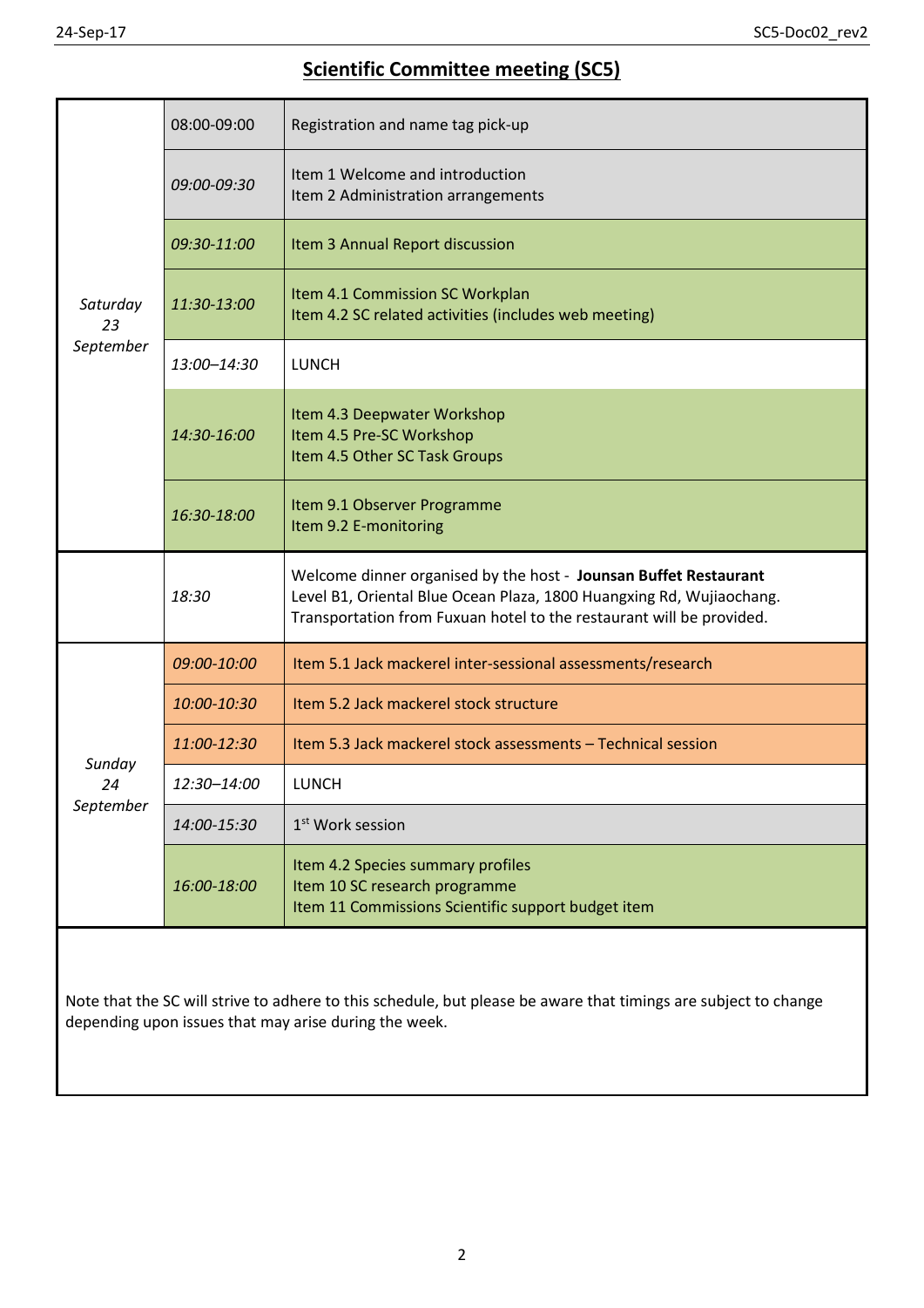# Scientific Committee meeting (SC5)

| Day | Time | Item |
|---|---|---|
| *Saturday 23 September* | 08:00-09:00 | Registration and name tag pick-up |
| | *09:00-09:30* | Item 1 Welcome and introduction<br>Item 2 Administration arrangements |
| | *09:30-11:00* | Item 3 Annual Report discussion |
| | *11:30-13:00* | Item 4.1 Commission SC Workplan<br>Item 4.2 SC related activities (includes web meeting) |
| | *13:00–14:30* | LUNCH |
| | *14:30-16:00* | Item 4.3 Deepwater Workshop<br>Item 4.5 Pre-SC Workshop<br>Item 4.5 Other SC Task Groups |
| | *16:30-18:00* | Item 9.1 Observer Programme<br>Item 9.2 E-monitoring |
| | *18:30* | Welcome dinner organised by the host - **Jounsan Buffet Restaurant**<br>Level B1, Oriental Blue Ocean Plaza, 1800 Huangxing Rd, Wujiaochang.<br>Transportation from Fuxuan hotel to the restaurant will be provided. |
| *Sunday 24 September* | *09:00-10:00* | Item 5.1 Jack mackerel inter-sessional assessments/research |
| | *10:00-10:30* | Item 5.2 Jack mackerel stock structure |
| | *11:00-12:30* | Item 5.3 Jack mackerel stock assessments – Technical session |
| | *12:30–14:00* | LUNCH |
| | *14:00-15:30* | 1st Work session |
| | *16:00-18:00* | Item 4.2 Species summary profiles<br>Item 10 SC research programme<br>Item 11 Commissions Scientific support budget item |

Note that the SC will strive to adhere to this schedule, but please be aware that timings are subject to change depending upon issues that may arise during the week.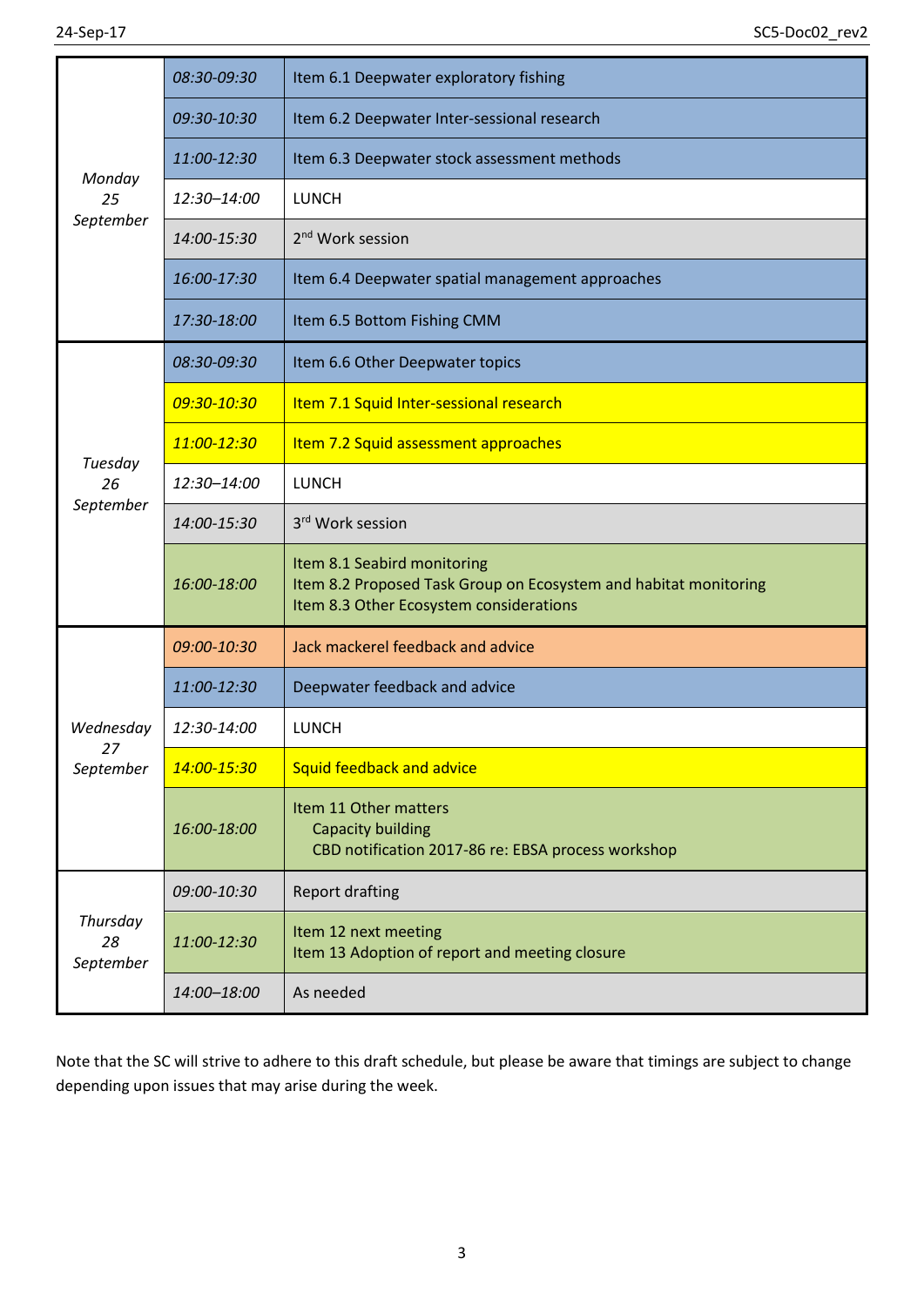| | | |
|---|---|---|
| *Monday 25 September* | *08:30-09:30* | Item 6.1 Deepwater exploratory fishing |
| | *09:30-10:30* | Item 6.2 Deepwater Inter-sessional research |
| | *11:00-12:30* | Item 6.3 Deepwater stock assessment methods |
| | *12:30–14:00* | LUNCH |
| | *14:00-15:30* | 2nd Work session |
| | *16:00-17:30* | Item 6.4 Deepwater spatial management approaches |
| | *17:30-18:00* | Item 6.5 Bottom Fishing CMM |
| *Tuesday 26 September* | *08:30-09:30* | Item 6.6 Other Deepwater topics |
| | *09:30-10:30* | Item 7.1 Squid Inter-sessional research |
| | *11:00-12:30* | Item 7.2 Squid assessment approaches |
| | *12:30–14:00* | LUNCH |
| | *14:00-15:30* | 3rd Work session |
| | *16:00-18:00* | Item 8.1 Seabird monitoring<br>Item 8.2 Proposed Task Group on Ecosystem and habitat monitoring<br>Item 8.3 Other Ecosystem considerations |
| *Wednesday 27 September* | *09:00-10:30* | Jack mackerel feedback and advice |
| | *11:00-12:30* | Deepwater feedback and advice |
| | *12:30-14:00* | LUNCH |
| | *14:00-15:30* | Squid feedback and advice |
| | *16:00-18:00* | Item 11 Other matters<br>Capacity building<br>CBD notification 2017-86 re: EBSA process workshop |
| *Thursday 28 September* | *09:00-10:30* | Report drafting |
| | *11:00-12:30* | Item 12 next meeting<br>Item 13 Adoption of report and meeting closure |
| | *14:00–18:00* | As needed |

Note that the SC will strive to adhere to this draft schedule, but please be aware that timings are subject to change depending upon issues that may arise during the week.